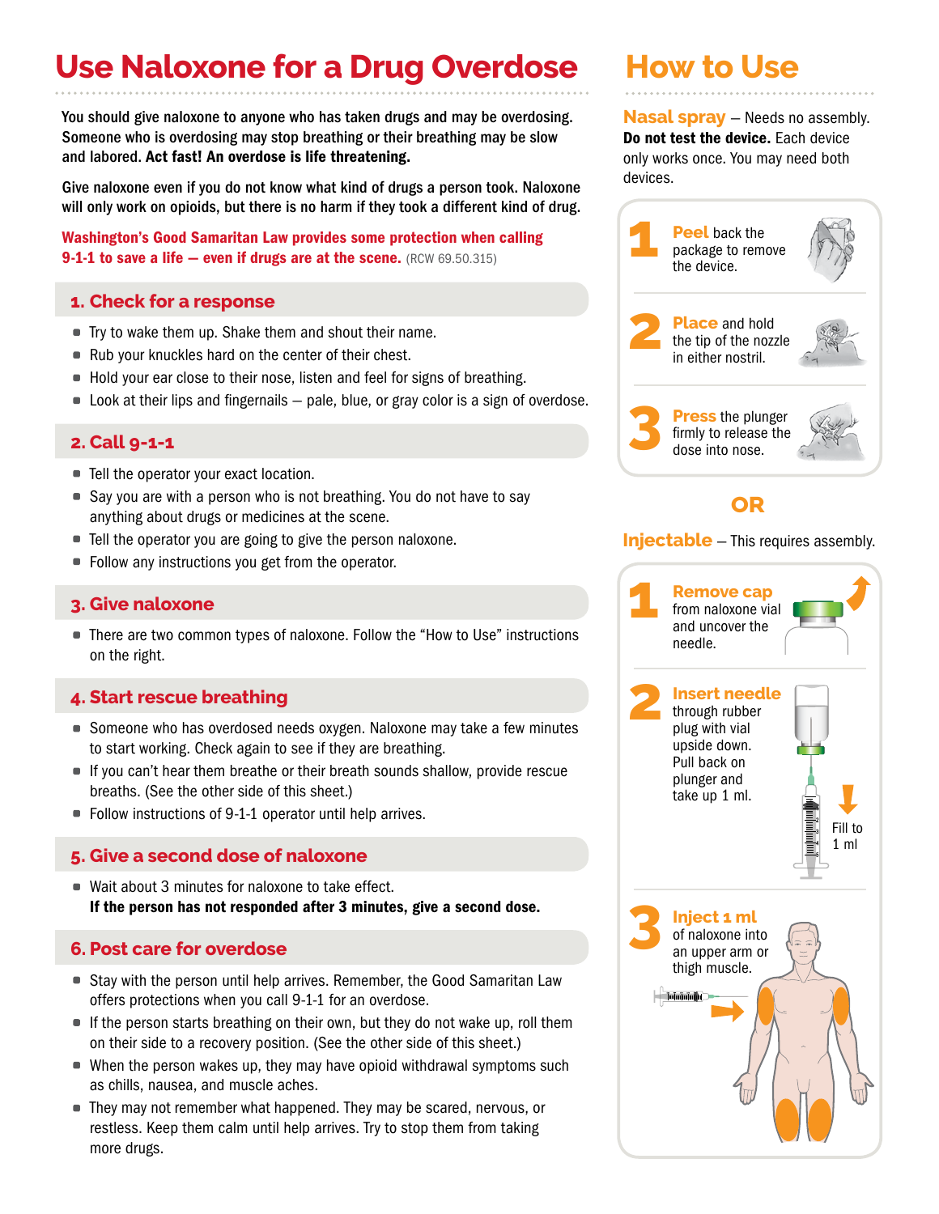# Use Naloxone for a Drug Overdose

You should give naloxone to anyone who has taken drugs and may be overdosing. Someone who is overdosing may stop breathing or their breathing may be slow and labored. **Act fast! An overdose is life threatening.**

Give naloxone even if you do not know what kind of drugs a person took. Naloxone will only work on opioids, but there is no harm if they took a different kind of drug.

**Washington's Good Samaritan Law provides some protection when calling 9-1-1 to save a life — even if drugs are at the scene.** (RCW 69.50.315)

## 1. Check for a response

- Try to wake them up. Shake them and shout their name.
- Rub your knuckles hard on the center of their chest.
- Hold your ear close to their nose, listen and feel for signs of breathing.
- Look at their lips and fingernails — pale, blue, or gray color is a sign of overdose.

## 2. Call 9-1-1

- Tell the operator your exact location.
- Say you are with a person who is not breathing. You do not have to say anything about drugs or medicines at the scene.
- Tell the operator you are going to give the person naloxone.
- Follow any instructions you get from the operator.

## 3. Give naloxone

- There are two common types of naloxone. Follow the "How to Use" instructions on the right.

## 4. Start rescue breathing

- Someone who has overdosed needs oxygen. Naloxone may take a few minutes to start working. Check again to see if they are breathing.
- If you can't hear them breathe or their breath sounds shallow, provide rescue breaths. (See the other side of this sheet.)
- Follow instructions of 9-1-1 operator until help arrives.

## 5. Give a second dose of naloxone

- Wait about 3 minutes for naloxone to take effect. **If the person has not responded after 3 minutes, give a second dose.**

## 6. Post care for overdose

- Stay with the person until help arrives. Remember, the Good Samaritan Law offers protections when you call 9-1-1 for an overdose.
- If the person starts breathing on their own, but they do not wake up, roll them on their side to a recovery position. (See the other side of this sheet.)
- When the person wakes up, they may have opioid withdrawal symptoms such as chills, nausea, and muscle aches.
- They may not remember what happened. They may be scared, nervous, or restless. Keep them calm until help arrives. Try to stop them from taking more drugs.

# How to Use

**Nasal spray** — Needs no assembly. **Do not test the device.** Each device only works once. You may need both devices.

1. **Peel** back the package to remove the device.
2. **Place** and hold the tip of the nozzle in either nostril.
3. **Press** the plunger firmly to release the dose into nose.

**OR**

**Injectable** — This requires assembly.

1. **Remove cap** from naloxone vial and uncover the needle.
2. **Insert needle** through rubber plug with vial upside down. Pull back on plunger and take up 1 ml.

   Fill to 1 ml

3. **Inject 1 ml** of naloxone into an upper arm or thigh muscle.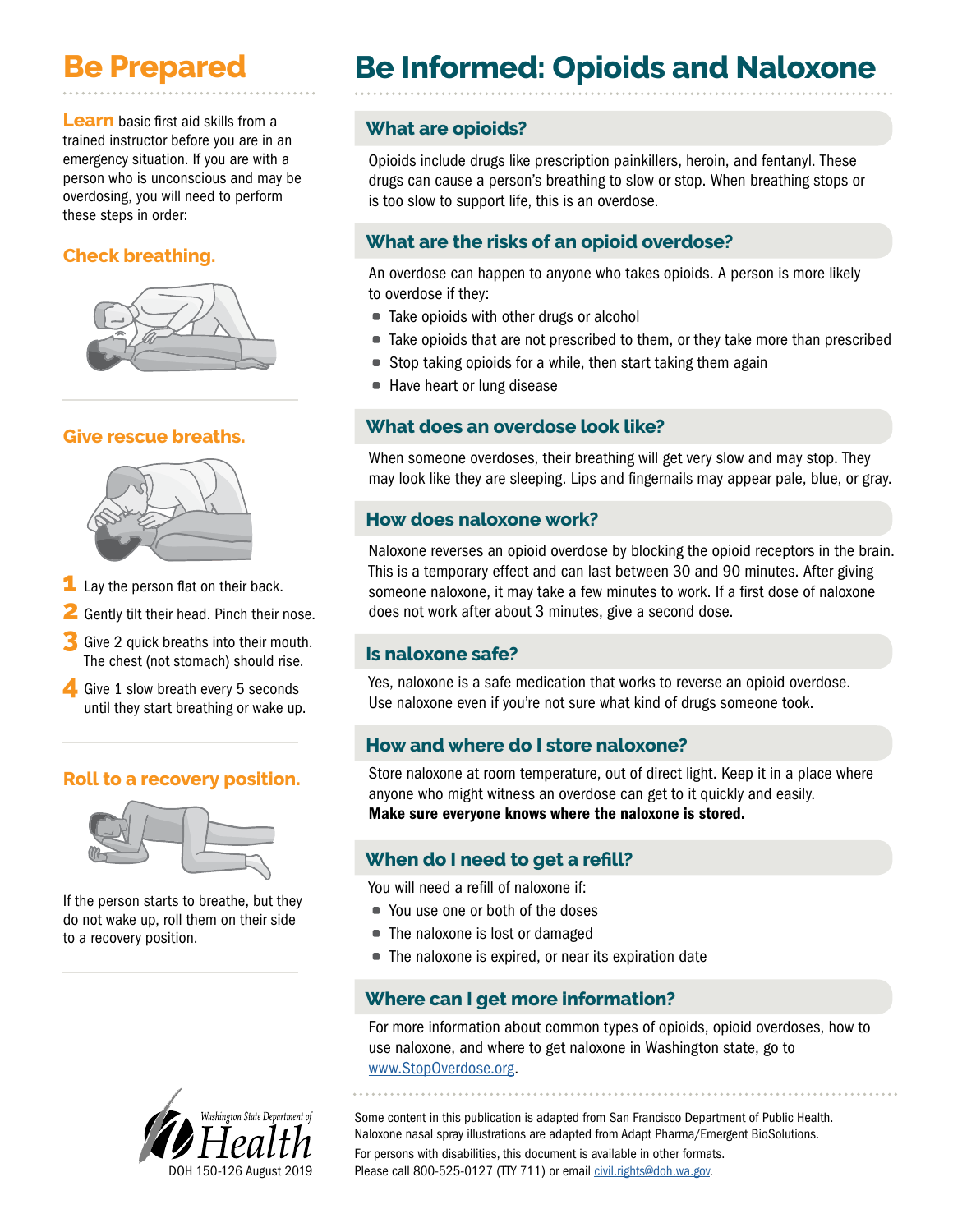## Be Prepared

**Learn** basic first aid skills from a trained instructor before you are in an emergency situation. If you are with a person who is unconscious and may be overdosing, you will need to perform these steps in order:

### Check breathing.

### Give rescue breaths.

1. Lay the person flat on their back.
2. Gently tilt their head. Pinch their nose.
3. Give 2 quick breaths into their mouth. The chest (not stomach) should rise.
4. Give 1 slow breath every 5 seconds until they start breathing or wake up.

### Roll to a recovery position.

If the person starts to breathe, but they do not wake up, roll them on their side to a recovery position.

Washington State Department of Health

DOH 150-126 August 2019

# Be Informed: Opioids and Naloxone

## What are opioids?

Opioids include drugs like prescription painkillers, heroin, and fentanyl. These drugs can cause a person's breathing to slow or stop. When breathing stops or is too slow to support life, this is an overdose.

## What are the risks of an opioid overdose?

An overdose can happen to anyone who takes opioids. A person is more likely to overdose if they:

- Take opioids with other drugs or alcohol
- Take opioids that are not prescribed to them, or they take more than prescribed
- Stop taking opioids for a while, then start taking them again
- Have heart or lung disease

## What does an overdose look like?

When someone overdoses, their breathing will get very slow and may stop. They may look like they are sleeping. Lips and fingernails may appear pale, blue, or gray.

## How does naloxone work?

Naloxone reverses an opioid overdose by blocking the opioid receptors in the brain. This is a temporary effect and can last between 30 and 90 minutes. After giving someone naloxone, it may take a few minutes to work. If a first dose of naloxone does not work after about 3 minutes, give a second dose.

## Is naloxone safe?

Yes, naloxone is a safe medication that works to reverse an opioid overdose. Use naloxone even if you're not sure what kind of drugs someone took.

## How and where do I store naloxone?

Store naloxone at room temperature, out of direct light. Keep it in a place where anyone who might witness an overdose can get to it quickly and easily.
**Make sure everyone knows where the naloxone is stored.**

## When do I need to get a refill?

You will need a refill of naloxone if:

- You use one or both of the doses
- The naloxone is lost or damaged
- The naloxone is expired, or near its expiration date

## Where can I get more information?

For more information about common types of opioids, opioid overdoses, how to use naloxone, and where to get naloxone in Washington state, go to www.StopOverdose.org.

Some content in this publication is adapted from San Francisco Department of Public Health.
Naloxone nasal spray illustrations are adapted from Adapt Pharma/Emergent BioSolutions.
For persons with disabilities, this document is available in other formats.
Please call 800-525-0127 (TTY 711) or email civil.rights@doh.wa.gov.